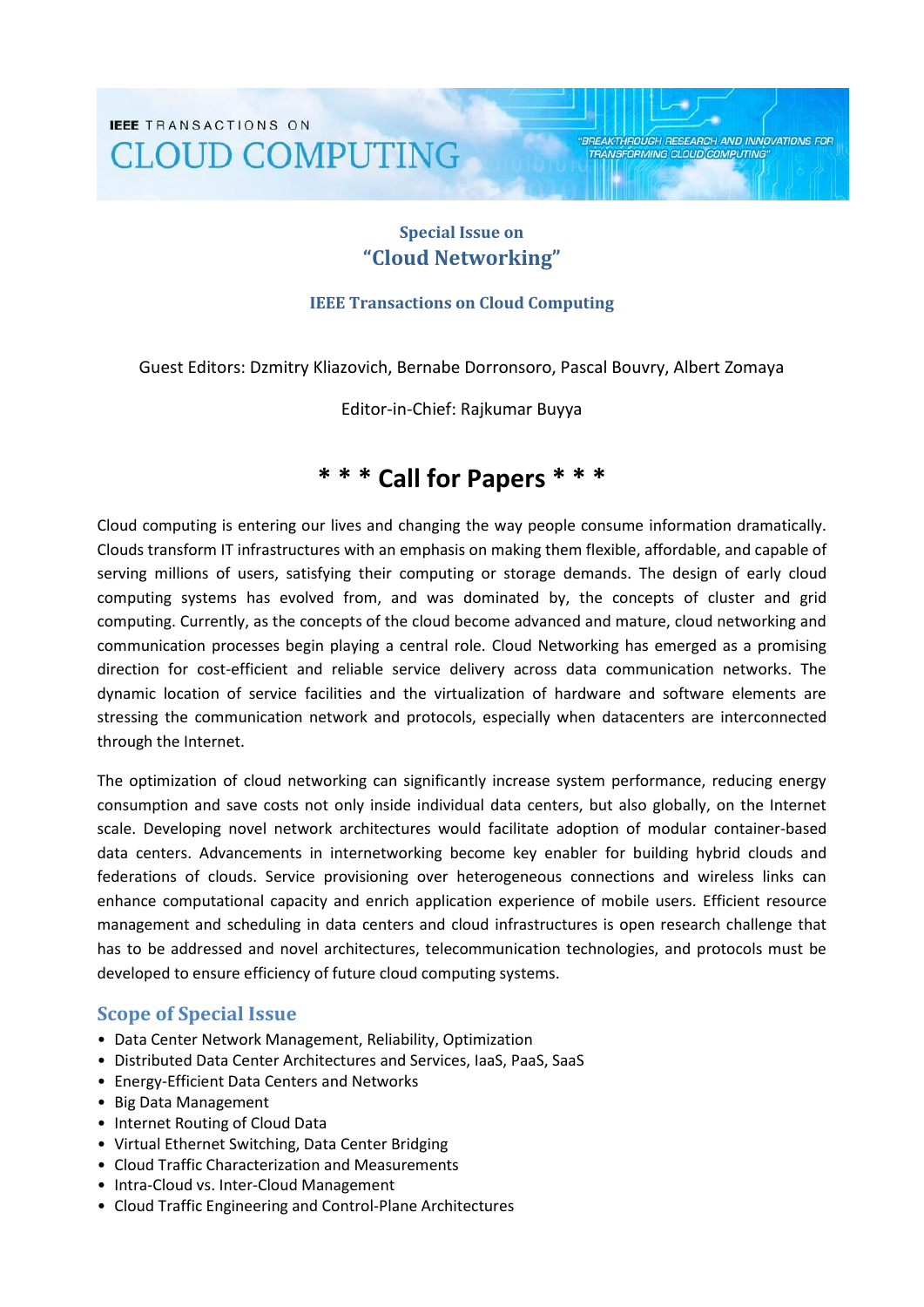IEEE TRANSACTIONS ON
# CLOUD COMPUTING

"BREAKTHROUGH RESEARCH AND INNOVATIONS FOR TRANSFORMING CLOUD COMPUTING"

## Special Issue on
## "Cloud Networking"

### IEEE Transactions on Cloud Computing

Guest Editors: Dzmitry Kliazovich, Bernabe Dorronsoro, Pascal Bouvry, Albert Zomaya

Editor-in-Chief: Rajkumar Buyya

# * * * Call for Papers * * *

Cloud computing is entering our lives and changing the way people consume information dramatically. Clouds transform IT infrastructures with an emphasis on making them flexible, affordable, and capable of serving millions of users, satisfying their computing or storage demands. The design of early cloud computing systems has evolved from, and was dominated by, the concepts of cluster and grid computing. Currently, as the concepts of the cloud become advanced and mature, cloud networking and communication processes begin playing a central role. Cloud Networking has emerged as a promising direction for cost-efficient and reliable service delivery across data communication networks. The dynamic location of service facilities and the virtualization of hardware and software elements are stressing the communication network and protocols, especially when datacenters are interconnected through the Internet.

The optimization of cloud networking can significantly increase system performance, reducing energy consumption and save costs not only inside individual data centers, but also globally, on the Internet scale. Developing novel network architectures would facilitate adoption of modular container-based data centers. Advancements in internetworking become key enabler for building hybrid clouds and federations of clouds. Service provisioning over heterogeneous connections and wireless links can enhance computational capacity and enrich application experience of mobile users. Efficient resource management and scheduling in data centers and cloud infrastructures is open research challenge that has to be addressed and novel architectures, telecommunication technologies, and protocols must be developed to ensure efficiency of future cloud computing systems.

## Scope of Special Issue

- Data Center Network Management, Reliability, Optimization
- Distributed Data Center Architectures and Services, IaaS, PaaS, SaaS
- Energy-Efficient Data Centers and Networks
- Big Data Management
- Internet Routing of Cloud Data
- Virtual Ethernet Switching, Data Center Bridging
- Cloud Traffic Characterization and Measurements
- Intra-Cloud vs. Inter-Cloud Management
- Cloud Traffic Engineering and Control-Plane Architectures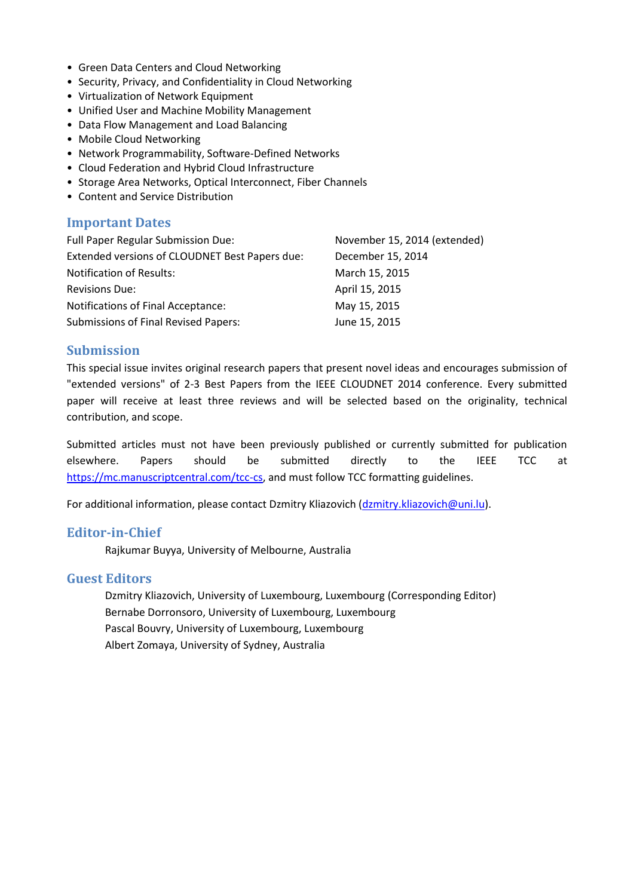- Green Data Centers and Cloud Networking
- Security, Privacy, and Confidentiality in Cloud Networking
- Virtualization of Network Equipment
- Unified User and Machine Mobility Management
- Data Flow Management and Load Balancing
- Mobile Cloud Networking
- Network Programmability, Software-Defined Networks
- Cloud Federation and Hybrid Cloud Infrastructure
- Storage Area Networks, Optical Interconnect, Fiber Channels
- Content and Service Distribution

## Important Dates

| | |
|---|---|
| Full Paper Regular Submission Due: | November 15, 2014 (extended) |
| Extended versions of CLOUDNET Best Papers due: | December 15, 2014 |
| Notification of Results: | March 15, 2015 |
| Revisions Due: | April 15, 2015 |
| Notifications of Final Acceptance: | May 15, 2015 |
| Submissions of Final Revised Papers: | June 15, 2015 |

## Submission

This special issue invites original research papers that present novel ideas and encourages submission of "extended versions" of 2-3 Best Papers from the IEEE CLOUDNET 2014 conference. Every submitted paper will receive at least three reviews and will be selected based on the originality, technical contribution, and scope.

Submitted articles must not have been previously published or currently submitted for publication elsewhere. Papers should be submitted directly to the IEEE TCC at https://mc.manuscriptcentral.com/tcc-cs, and must follow TCC formatting guidelines.

For additional information, please contact Dzmitry Kliazovich (dzmitry.kliazovich@uni.lu).

## Editor-in-Chief

Rajkumar Buyya, University of Melbourne, Australia

## Guest Editors

Dzmitry Kliazovich, University of Luxembourg, Luxembourg (Corresponding Editor)
Bernabe Dorronsoro, University of Luxembourg, Luxembourg
Pascal Bouvry, University of Luxembourg, Luxembourg
Albert Zomaya, University of Sydney, Australia